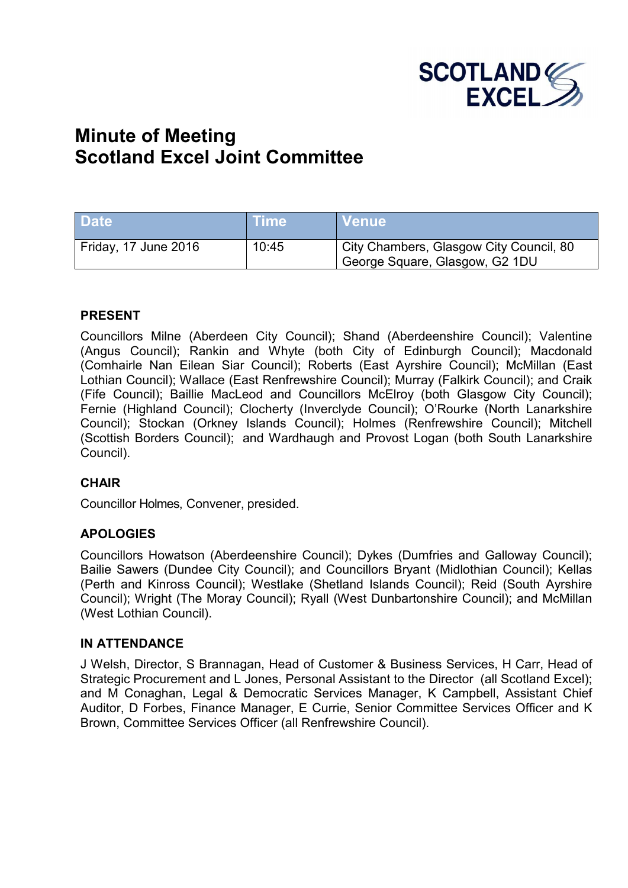# Minute of Meeting
# Scotland Excel Joint Committee

| Date | Time | Venue |
|---|---|---|
| Friday, 17 June 2016 | 10:45 | City Chambers, Glasgow City Council, 80 George Square, Glasgow, G2 1DU |

### PRESENT

Councillors Milne (Aberdeen City Council); Shand (Aberdeenshire Council); Valentine (Angus Council); Rankin and Whyte (both City of Edinburgh Council); Macdonald (Comhairle Nan Eilean Siar Council); Roberts (East Ayrshire Council); McMillan (East Lothian Council); Wallace (East Renfrewshire Council); Murray (Falkirk Council); and Craik (Fife Council); Baillie MacLeod and Councillors McElroy (both Glasgow City Council); Fernie (Highland Council); Clocherty (Inverclyde Council); O'Rourke (North Lanarkshire Council); Stockan (Orkney Islands Council); Holmes (Renfrewshire Council); Mitchell (Scottish Borders Council); and Wardhaugh and Provost Logan (both South Lanarkshire Council).

### CHAIR

Councillor Holmes, Convener, presided.

### APOLOGIES

Councillors Howatson (Aberdeenshire Council); Dykes (Dumfries and Galloway Council); Bailie Sawers (Dundee City Council); and Councillors Bryant (Midlothian Council); Kellas (Perth and Kinross Council); Westlake (Shetland Islands Council); Reid (South Ayrshire Council); Wright (The Moray Council); Ryall (West Dunbartonshire Council); and McMillan (West Lothian Council).

### IN ATTENDANCE

J Welsh, Director, S Brannagan, Head of Customer & Business Services, H Carr, Head of Strategic Procurement and L Jones, Personal Assistant to the Director (all Scotland Excel); and M Conaghan, Legal & Democratic Services Manager, K Campbell, Assistant Chief Auditor, D Forbes, Finance Manager, E Currie, Senior Committee Services Officer and K Brown, Committee Services Officer (all Renfrewshire Council).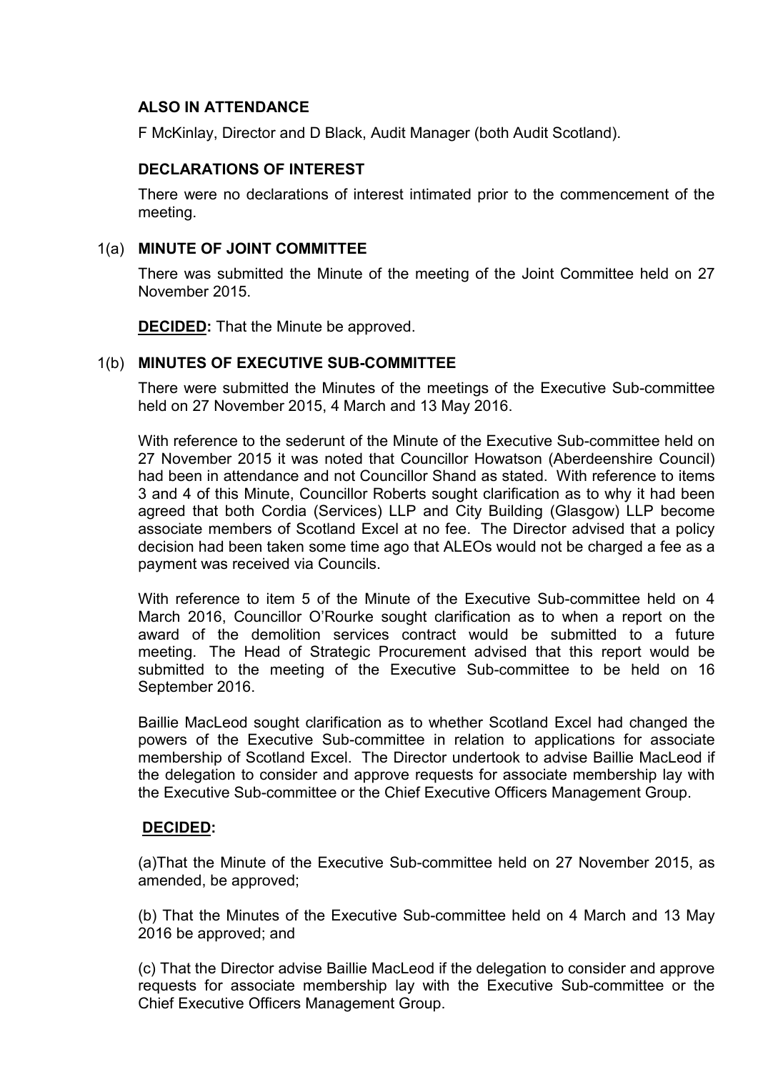**ALSO IN ATTENDANCE**

F McKinlay, Director and D Black, Audit Manager (both Audit Scotland).

**DECLARATIONS OF INTEREST**

There were no declarations of interest intimated prior to the commencement of the meeting.

1(a) **MINUTE OF JOINT COMMITTEE**

There was submitted the Minute of the meeting of the Joint Committee held on 27 November 2015.

**DECIDED:** That the Minute be approved.

1(b) **MINUTES OF EXECUTIVE SUB-COMMITTEE**

There were submitted the Minutes of the meetings of the Executive Sub-committee held on 27 November 2015, 4 March and 13 May 2016.

With reference to the sederunt of the Minute of the Executive Sub-committee held on 27 November 2015 it was noted that Councillor Howatson (Aberdeenshire Council) had been in attendance and not Councillor Shand as stated. With reference to items 3 and 4 of this Minute, Councillor Roberts sought clarification as to why it had been agreed that both Cordia (Services) LLP and City Building (Glasgow) LLP become associate members of Scotland Excel at no fee. The Director advised that a policy decision had been taken some time ago that ALEOs would not be charged a fee as a payment was received via Councils.

With reference to item 5 of the Minute of the Executive Sub-committee held on 4 March 2016, Councillor O'Rourke sought clarification as to when a report on the award of the demolition services contract would be submitted to a future meeting. The Head of Strategic Procurement advised that this report would be submitted to the meeting of the Executive Sub-committee to be held on 16 September 2016.

Baillie MacLeod sought clarification as to whether Scotland Excel had changed the powers of the Executive Sub-committee in relation to applications for associate membership of Scotland Excel. The Director undertook to advise Baillie MacLeod if the delegation to consider and approve requests for associate membership lay with the Executive Sub-committee or the Chief Executive Officers Management Group.

**DECIDED:**

(a)That the Minute of the Executive Sub-committee held on 27 November 2015, as amended, be approved;

(b) That the Minutes of the Executive Sub-committee held on 4 March and 13 May 2016 be approved; and

(c) That the Director advise Baillie MacLeod if the delegation to consider and approve requests for associate membership lay with the Executive Sub-committee or the Chief Executive Officers Management Group.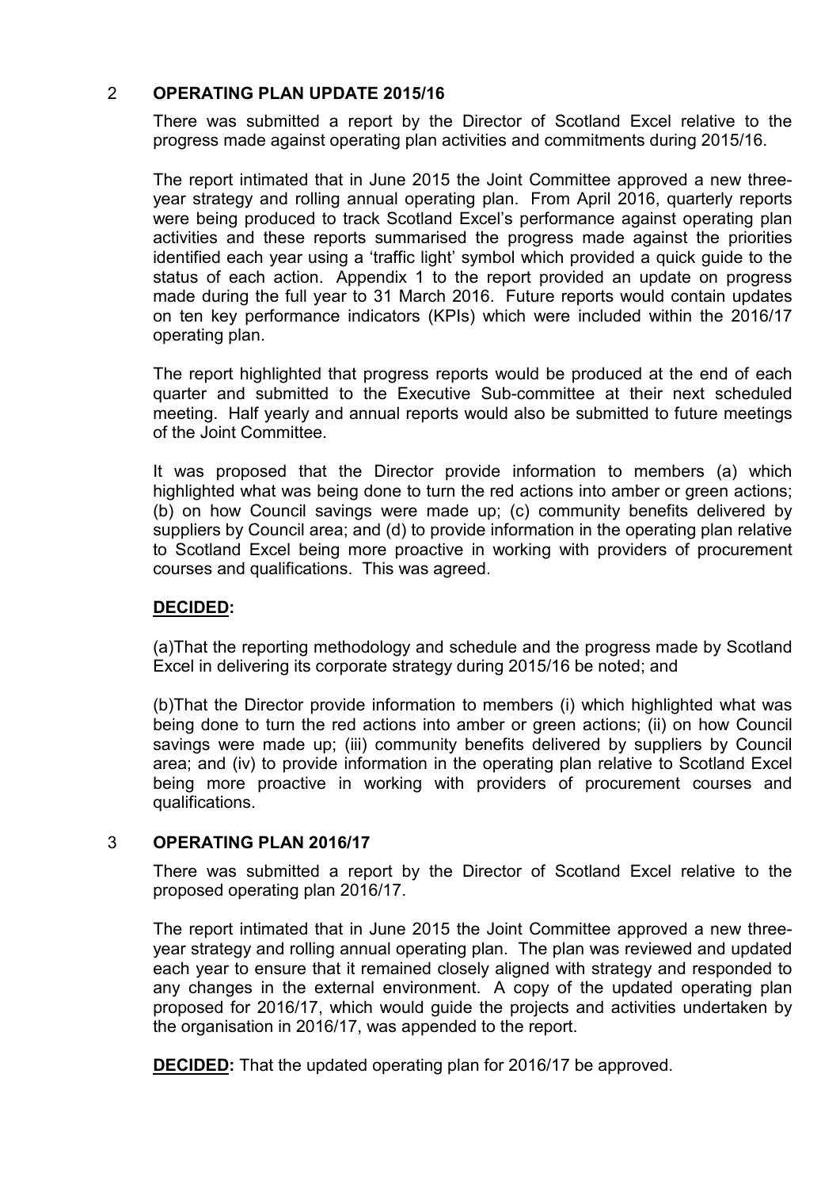## 2 OPERATING PLAN UPDATE 2015/16

There was submitted a report by the Director of Scotland Excel relative to the progress made against operating plan activities and commitments during 2015/16.

The report intimated that in June 2015 the Joint Committee approved a new three-year strategy and rolling annual operating plan. From April 2016, quarterly reports were being produced to track Scotland Excel's performance against operating plan activities and these reports summarised the progress made against the priorities identified each year using a 'traffic light' symbol which provided a quick guide to the status of each action. Appendix 1 to the report provided an update on progress made during the full year to 31 March 2016. Future reports would contain updates on ten key performance indicators (KPIs) which were included within the 2016/17 operating plan.

The report highlighted that progress reports would be produced at the end of each quarter and submitted to the Executive Sub-committee at their next scheduled meeting. Half yearly and annual reports would also be submitted to future meetings of the Joint Committee.

It was proposed that the Director provide information to members (a) which highlighted what was being done to turn the red actions into amber or green actions; (b) on how Council savings were made up; (c) community benefits delivered by suppliers by Council area; and (d) to provide information in the operating plan relative to Scotland Excel being more proactive in working with providers of procurement courses and qualifications. This was agreed.

**DECIDED:**

(a)That the reporting methodology and schedule and the progress made by Scotland Excel in delivering its corporate strategy during 2015/16 be noted; and

(b)That the Director provide information to members (i) which highlighted what was being done to turn the red actions into amber or green actions; (ii) on how Council savings were made up; (iii) community benefits delivered by suppliers by Council area; and (iv) to provide information in the operating plan relative to Scotland Excel being more proactive in working with providers of procurement courses and qualifications.

## 3 OPERATING PLAN 2016/17

There was submitted a report by the Director of Scotland Excel relative to the proposed operating plan 2016/17.

The report intimated that in June 2015 the Joint Committee approved a new three-year strategy and rolling annual operating plan. The plan was reviewed and updated each year to ensure that it remained closely aligned with strategy and responded to any changes in the external environment. A copy of the updated operating plan proposed for 2016/17, which would guide the projects and activities undertaken by the organisation in 2016/17, was appended to the report.

**DECIDED:** That the updated operating plan for 2016/17 be approved.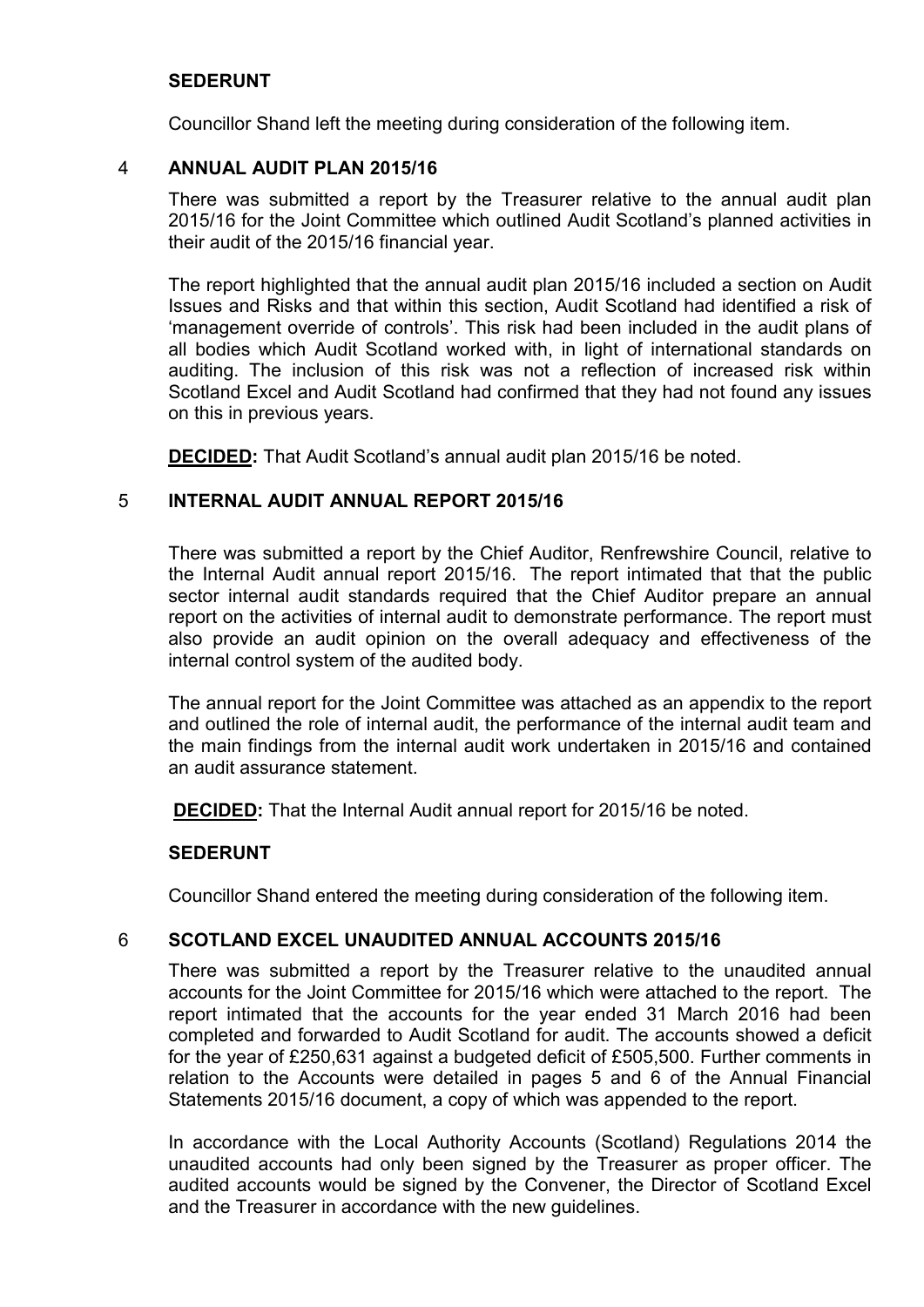**SEDERUNT**

Councillor Shand left the meeting during consideration of the following item.

## 4 ANNUAL AUDIT PLAN 2015/16

There was submitted a report by the Treasurer relative to the annual audit plan 2015/16 for the Joint Committee which outlined Audit Scotland's planned activities in their audit of the 2015/16 financial year.

The report highlighted that the annual audit plan 2015/16 included a section on Audit Issues and Risks and that within this section, Audit Scotland had identified a risk of 'management override of controls'. This risk had been included in the audit plans of all bodies which Audit Scotland worked with, in light of international standards on auditing. The inclusion of this risk was not a reflection of increased risk within Scotland Excel and Audit Scotland had confirmed that they had not found any issues on this in previous years.

**DECIDED:** That Audit Scotland's annual audit plan 2015/16 be noted.

## 5 INTERNAL AUDIT ANNUAL REPORT 2015/16

There was submitted a report by the Chief Auditor, Renfrewshire Council, relative to the Internal Audit annual report 2015/16. The report intimated that that the public sector internal audit standards required that the Chief Auditor prepare an annual report on the activities of internal audit to demonstrate performance. The report must also provide an audit opinion on the overall adequacy and effectiveness of the internal control system of the audited body.

The annual report for the Joint Committee was attached as an appendix to the report and outlined the role of internal audit, the performance of the internal audit team and the main findings from the internal audit work undertaken in 2015/16 and contained an audit assurance statement.

**DECIDED:** That the Internal Audit annual report for 2015/16 be noted.

**SEDERUNT**

Councillor Shand entered the meeting during consideration of the following item.

## 6 SCOTLAND EXCEL UNAUDITED ANNUAL ACCOUNTS 2015/16

There was submitted a report by the Treasurer relative to the unaudited annual accounts for the Joint Committee for 2015/16 which were attached to the report. The report intimated that the accounts for the year ended 31 March 2016 had been completed and forwarded to Audit Scotland for audit. The accounts showed a deficit for the year of £250,631 against a budgeted deficit of £505,500. Further comments in relation to the Accounts were detailed in pages 5 and 6 of the Annual Financial Statements 2015/16 document, a copy of which was appended to the report.

In accordance with the Local Authority Accounts (Scotland) Regulations 2014 the unaudited accounts had only been signed by the Treasurer as proper officer. The audited accounts would be signed by the Convener, the Director of Scotland Excel and the Treasurer in accordance with the new guidelines.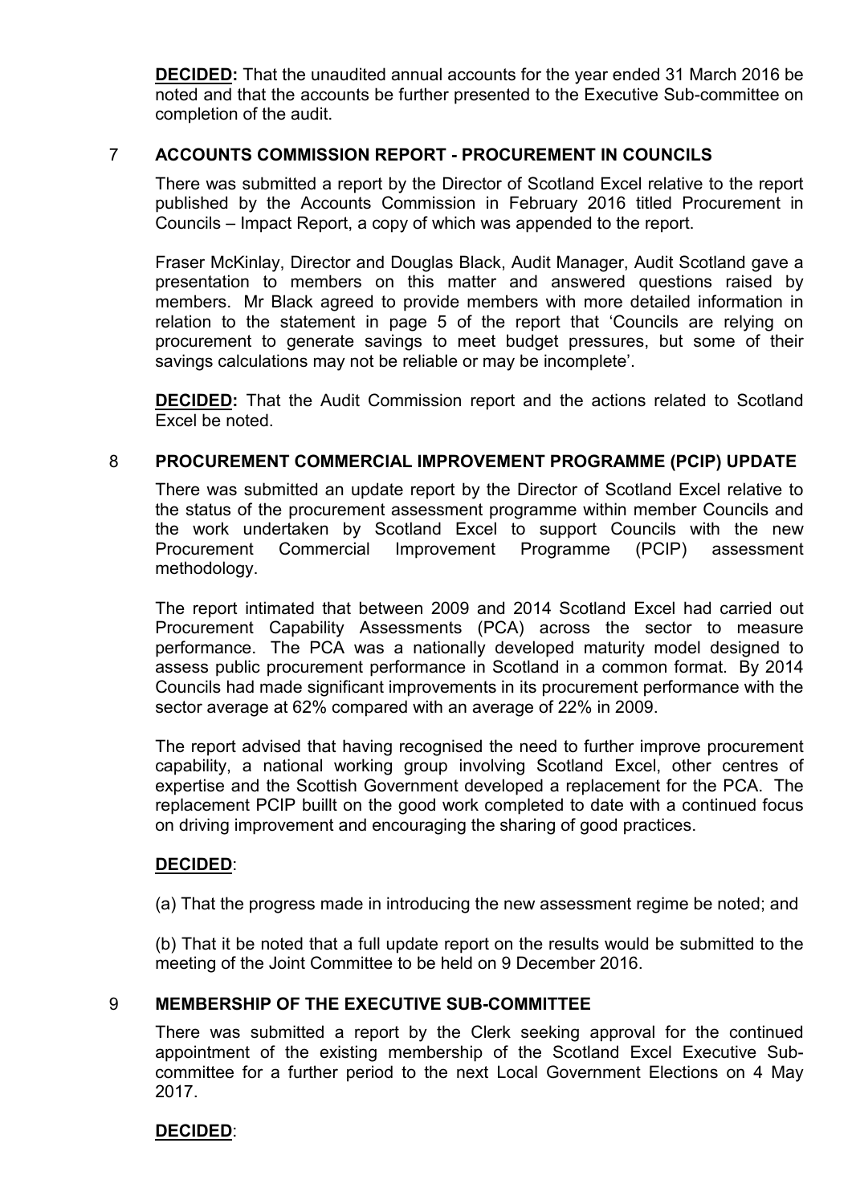**DECIDED:** That the unaudited annual accounts for the year ended 31 March 2016 be noted and that the accounts be further presented to the Executive Sub-committee on completion of the audit.

## 7 ACCOUNTS COMMISSION REPORT - PROCUREMENT IN COUNCILS

There was submitted a report by the Director of Scotland Excel relative to the report published by the Accounts Commission in February 2016 titled Procurement in Councils – Impact Report, a copy of which was appended to the report.

Fraser McKinlay, Director and Douglas Black, Audit Manager, Audit Scotland gave a presentation to members on this matter and answered questions raised by members. Mr Black agreed to provide members with more detailed information in relation to the statement in page 5 of the report that 'Councils are relying on procurement to generate savings to meet budget pressures, but some of their savings calculations may not be reliable or may be incomplete'.

**DECIDED:** That the Audit Commission report and the actions related to Scotland Excel be noted.

## 8 PROCUREMENT COMMERCIAL IMPROVEMENT PROGRAMME (PCIP) UPDATE

There was submitted an update report by the Director of Scotland Excel relative to the status of the procurement assessment programme within member Councils and the work undertaken by Scotland Excel to support Councils with the new Procurement Commercial Improvement Programme (PCIP) assessment methodology.

The report intimated that between 2009 and 2014 Scotland Excel had carried out Procurement Capability Assessments (PCA) across the sector to measure performance. The PCA was a nationally developed maturity model designed to assess public procurement performance in Scotland in a common format. By 2014 Councils had made significant improvements in its procurement performance with the sector average at 62% compared with an average of 22% in 2009.

The report advised that having recognised the need to further improve procurement capability, a national working group involving Scotland Excel, other centres of expertise and the Scottish Government developed a replacement for the PCA. The replacement PCIP buillt on the good work completed to date with a continued focus on driving improvement and encouraging the sharing of good practices.

**DECIDED**:

(a) That the progress made in introducing the new assessment regime be noted; and

(b) That it be noted that a full update report on the results would be submitted to the meeting of the Joint Committee to be held on 9 December 2016.

## 9 MEMBERSHIP OF THE EXECUTIVE SUB-COMMITTEE

There was submitted a report by the Clerk seeking approval for the continued appointment of the existing membership of the Scotland Excel Executive Sub-committee for a further period to the next Local Government Elections on 4 May 2017.

**DECIDED**: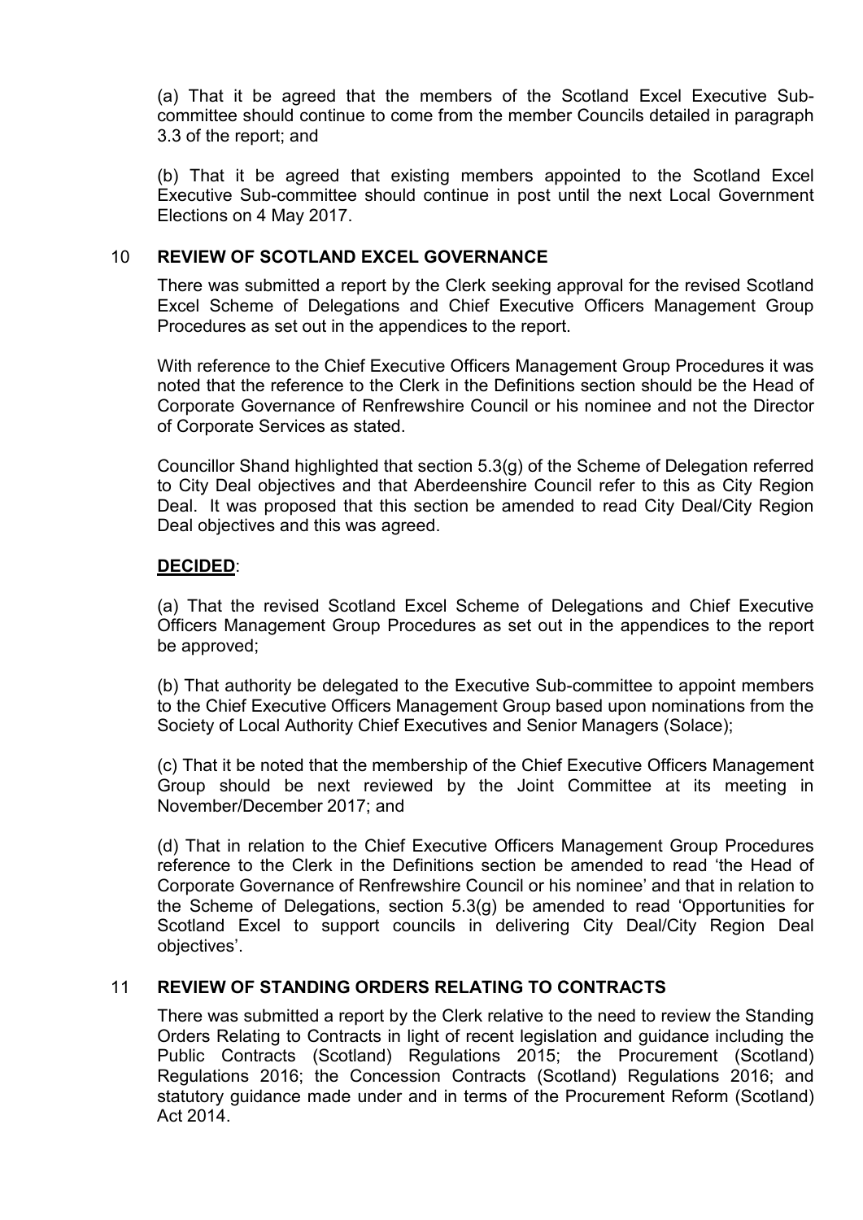(a) That it be agreed that the members of the Scotland Excel Executive Sub-committee should continue to come from the member Councils detailed in paragraph 3.3 of the report; and

(b) That it be agreed that existing members appointed to the Scotland Excel Executive Sub-committee should continue in post until the next Local Government Elections on 4 May 2017.

## 10 REVIEW OF SCOTLAND EXCEL GOVERNANCE

There was submitted a report by the Clerk seeking approval for the revised Scotland Excel Scheme of Delegations and Chief Executive Officers Management Group Procedures as set out in the appendices to the report.

With reference to the Chief Executive Officers Management Group Procedures it was noted that the reference to the Clerk in the Definitions section should be the Head of Corporate Governance of Renfrewshire Council or his nominee and not the Director of Corporate Services as stated.

Councillor Shand highlighted that section 5.3(g) of the Scheme of Delegation referred to City Deal objectives and that Aberdeenshire Council refer to this as City Region Deal. It was proposed that this section be amended to read City Deal/City Region Deal objectives and this was agreed.

**DECIDED**:

(a) That the revised Scotland Excel Scheme of Delegations and Chief Executive Officers Management Group Procedures as set out in the appendices to the report be approved;

(b) That authority be delegated to the Executive Sub-committee to appoint members to the Chief Executive Officers Management Group based upon nominations from the Society of Local Authority Chief Executives and Senior Managers (Solace);

(c) That it be noted that the membership of the Chief Executive Officers Management Group should be next reviewed by the Joint Committee at its meeting in November/December 2017; and

(d) That in relation to the Chief Executive Officers Management Group Procedures reference to the Clerk in the Definitions section be amended to read 'the Head of Corporate Governance of Renfrewshire Council or his nominee' and that in relation to the Scheme of Delegations, section 5.3(g) be amended to read 'Opportunities for Scotland Excel to support councils in delivering City Deal/City Region Deal objectives'.

## 11 REVIEW OF STANDING ORDERS RELATING TO CONTRACTS

There was submitted a report by the Clerk relative to the need to review the Standing Orders Relating to Contracts in light of recent legislation and guidance including the Public Contracts (Scotland) Regulations 2015; the Procurement (Scotland) Regulations 2016; the Concession Contracts (Scotland) Regulations 2016; and statutory guidance made under and in terms of the Procurement Reform (Scotland) Act 2014.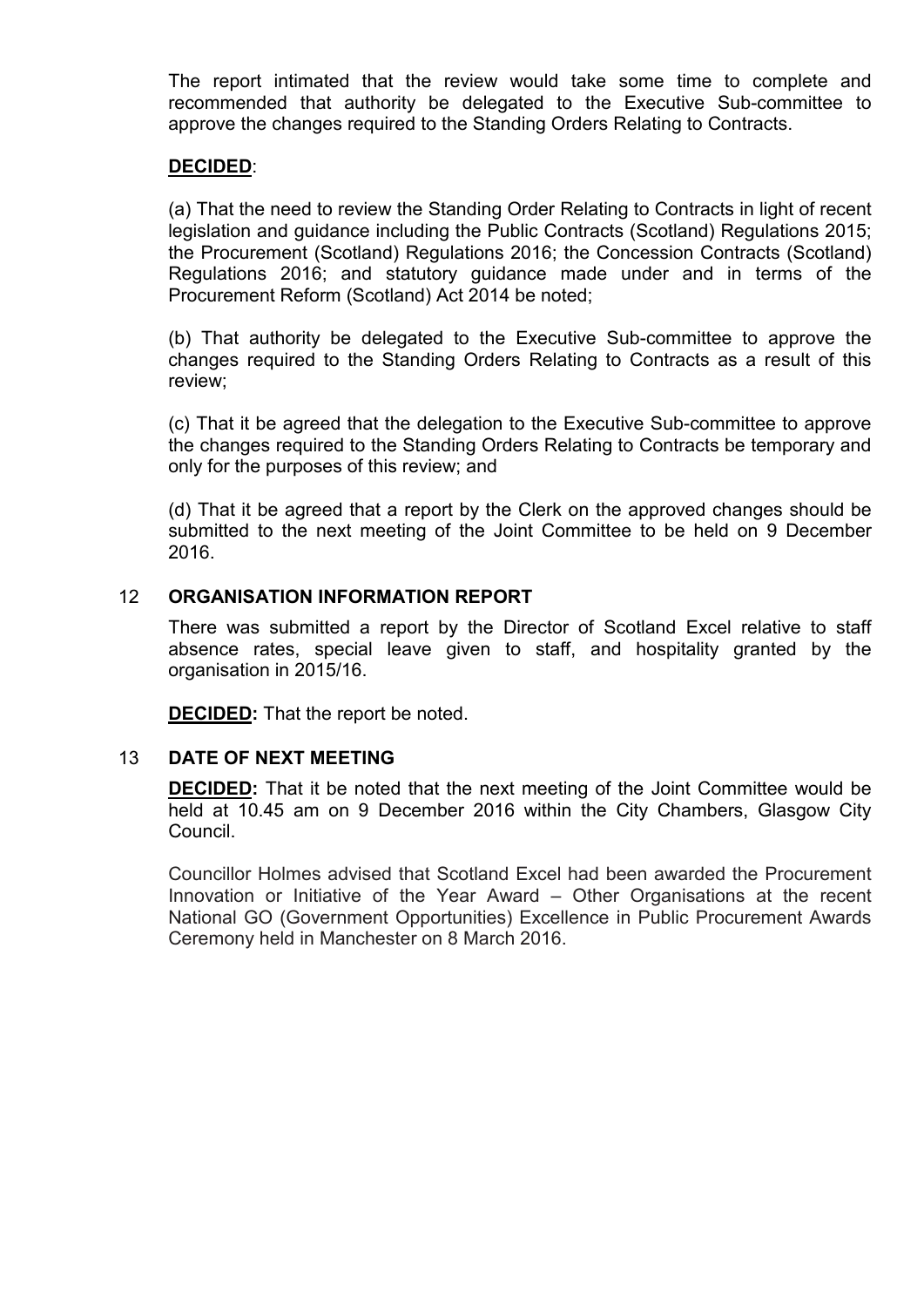The report intimated that the review would take some time to complete and recommended that authority be delegated to the Executive Sub-committee to approve the changes required to the Standing Orders Relating to Contracts.

**DECIDED**:

(a) That the need to review the Standing Order Relating to Contracts in light of recent legislation and guidance including the Public Contracts (Scotland) Regulations 2015; the Procurement (Scotland) Regulations 2016; the Concession Contracts (Scotland) Regulations 2016; and statutory guidance made under and in terms of the Procurement Reform (Scotland) Act 2014 be noted;

(b) That authority be delegated to the Executive Sub-committee to approve the changes required to the Standing Orders Relating to Contracts as a result of this review;

(c) That it be agreed that the delegation to the Executive Sub-committee to approve the changes required to the Standing Orders Relating to Contracts be temporary and only for the purposes of this review; and

(d) That it be agreed that a report by the Clerk on the approved changes should be submitted to the next meeting of the Joint Committee to be held on 9 December 2016.

## 12 ORGANISATION INFORMATION REPORT

There was submitted a report by the Director of Scotland Excel relative to staff absence rates, special leave given to staff, and hospitality granted by the organisation in 2015/16.

**DECIDED:** That the report be noted.

## 13 DATE OF NEXT MEETING

**DECIDED:** That it be noted that the next meeting of the Joint Committee would be held at 10.45 am on 9 December 2016 within the City Chambers, Glasgow City Council.

Councillor Holmes advised that Scotland Excel had been awarded the Procurement Innovation or Initiative of the Year Award – Other Organisations at the recent National GO (Government Opportunities) Excellence in Public Procurement Awards Ceremony held in Manchester on 8 March 2016.